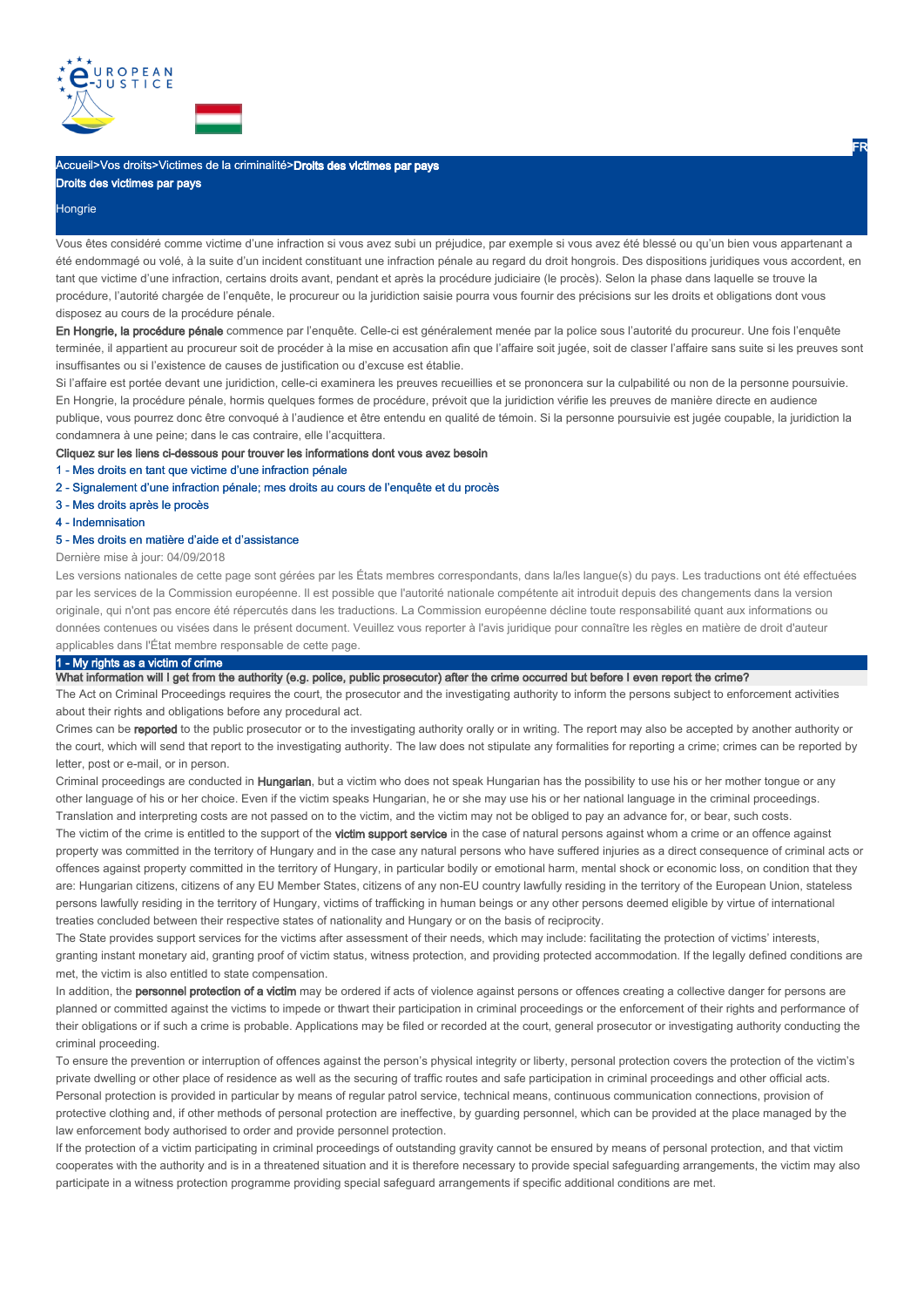Accueil>Vos droits>Victimes de la criminalité>**Droits des victimes par pays**

**Droits des victimes par pays**

Hongrie

Vous êtes considéré comme victime d'une infraction si vous avez subi un préjudice, par exemple si vous avez été blessé ou qu'un bien vous appartenant a été endommagé ou volé, à la suite d'un incident constituant une infraction pénale au regard du droit hongrois. Des dispositions juridiques vous accordent, en tant que victime d'une infraction, certains droits avant, pendant et après la procédure judiciaire (le procès). Selon la phase dans laquelle se trouve la procédure, l'autorité chargée de l'enquête, le procureur ou la juridiction saisie pourra vous fournir des précisions sur les droits et obligations dont vous disposez au cours de la procédure pénale.

**En Hongrie, la procédure pénale** commence par l'enquête. Celle-ci est généralement menée par la police sous l'autorité du procureur. Une fois l'enquête terminée, il appartient au procureur soit de procéder à la mise en accusation afin que l'affaire soit jugée, soit de classer l'affaire sans suite si les preuves sont insuffisantes ou si l'existence de causes de justification ou d'excuse est établie.

Si l'affaire est portée devant une juridiction, celle-ci examinera les preuves recueillies et se prononcera sur la culpabilité ou non de la personne poursuivie. En Hongrie, la procédure pénale, hormis quelques formes de procédure, prévoit que la juridiction vérifie les preuves de manière directe en audience publique, vous pourrez donc être convoqué à l'audience et être entendu en qualité de témoin. Si la personne poursuivie est jugée coupable, la juridiction la condamnera à une peine; dans le cas contraire, elle l'acquittera.

**Cliquez sur les liens ci-dessous pour trouver les informations dont vous avez besoin**

1 - Mes droits en tant que victime d'une infraction pénale

2 - Signalement d'une infraction pénale; mes droits au cours de l'enquête et du procès

3 - Mes droits après le procès

4 - Indemnisation

5 - Mes droits en matière d'aide et d'assistance

Dernière mise à jour: 04/09/2018

Les versions nationales de cette page sont gérées par les États membres correspondants, dans la/les langue(s) du pays. Les traductions ont été effectuées par les services de la Commission européenne. Il est possible que l'autorité nationale compétente ait introduit depuis des changements dans la version originale, qui n'ont pas encore été répercutés dans les traductions. La Commission européenne décline toute responsabilité quant aux informations ou données contenues ou visées dans le présent document. Veuillez vous reporter à l'avis juridique pour connaître les règles en matière de droit d'auteur applicables dans l'État membre responsable de cette page.

## 1 - My rights as a victim of crime

### What information will I get from the authority (e.g. police, public prosecutor) after the crime occurred but before I even report the crime?

The Act on Criminal Proceedings requires the court, the prosecutor and the investigating authority to inform the persons subject to enforcement activities about their rights and obligations before any procedural act.

Crimes can be **reported** to the public prosecutor or to the investigating authority orally or in writing. The report may also be accepted by another authority or the court, which will send that report to the investigating authority. The law does not stipulate any formalities for reporting a crime; crimes can be reported by letter, post or e-mail, or in person.

Criminal proceedings are conducted in **Hungarian**, but a victim who does not speak Hungarian has the possibility to use his or her mother tongue or any other language of his or her choice. Even if the victim speaks Hungarian, he or she may use his or her national language in the criminal proceedings. Translation and interpreting costs are not passed on to the victim, and the victim may not be obliged to pay an advance for, or bear, such costs.

The victim of the crime is entitled to the support of the **victim support service** in the case of natural persons against whom a crime or an offence against property was committed in the territory of Hungary and in the case any natural persons who have suffered injuries as a direct consequence of criminal acts or offences against property committed in the territory of Hungary, in particular bodily or emotional harm, mental shock or economic loss, on condition that they are: Hungarian citizens, citizens of any EU Member States, citizens of any non-EU country lawfully residing in the territory of the European Union, stateless persons lawfully residing in the territory of Hungary, victims of trafficking in human beings or any other persons deemed eligible by virtue of international treaties concluded between their respective states of nationality and Hungary or on the basis of reciprocity.

The State provides support services for the victims after assessment of their needs, which may include: facilitating the protection of victims' interests, granting instant monetary aid, granting proof of victim status, witness protection, and providing protected accommodation. If the legally defined conditions are met, the victim is also entitled to state compensation.

In addition, the **personnel protection of a victim** may be ordered if acts of violence against persons or offences creating a collective danger for persons are planned or committed against the victims to impede or thwart their participation in criminal proceedings or the enforcement of their rights and performance of their obligations or if such a crime is probable. Applications may be filed or recorded at the court, general prosecutor or investigating authority conducting the criminal proceeding.

To ensure the prevention or interruption of offences against the person's physical integrity or liberty, personal protection covers the protection of the victim's private dwelling or other place of residence as well as the securing of traffic routes and safe participation in criminal proceedings and other official acts. Personal protection is provided in particular by means of regular patrol service, technical means, continuous communication connections, provision of protective clothing and, if other methods of personal protection are ineffective, by guarding personnel, which can be provided at the place managed by the law enforcement body authorised to order and provide personnel protection.

If the protection of a victim participating in criminal proceedings of outstanding gravity cannot be ensured by means of personal protection, and that victim cooperates with the authority and is in a threatened situation and it is therefore necessary to provide special safeguarding arrangements, the victim may also participate in a witness protection programme providing special safeguard arrangements if specific additional conditions are met.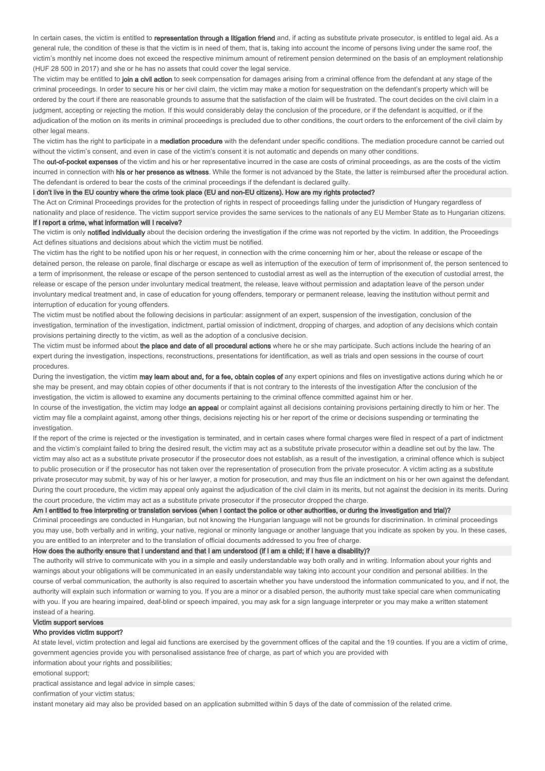In certain cases, the victim is entitled to **representation through a litigation friend** and, if acting as substitute private prosecutor, is entitled to legal aid. As a general rule, the condition of these is that the victim is in need of them, that is, taking into account the income of persons living under the same roof, the victim's monthly net income does not exceed the respective minimum amount of retirement pension determined on the basis of an employment relationship (HUF 28 500 in 2017) and she or he has no assets that could cover the legal service.

The victim may be entitled to **join a civil action** to seek compensation for damages arising from a criminal offence from the defendant at any stage of the criminal proceedings. In order to secure his or her civil claim, the victim may make a motion for sequestration on the defendant's property which will be ordered by the court if there are reasonable grounds to assume that the satisfaction of the claim will be frustrated. The court decides on the civil claim in a judgment, accepting or rejecting the motion. If this would considerably delay the conclusion of the procedure, or if the defendant is acquitted, or if the adjudication of the motion on its merits in criminal proceedings is precluded due to other conditions, the court orders to the enforcement of the civil claim by other legal means.

The victim has the right to participate in a **mediation procedure** with the defendant under specific conditions. The mediation procedure cannot be carried out without the victim's consent, and even in case of the victim's consent it is not automatic and depends on many other conditions.

The **out-of-pocket expenses** of the victim and his or her representative incurred in the case are costs of criminal proceedings, as are the costs of the victim incurred in connection with **his or her presence as witness**. While the former is not advanced by the State, the latter is reimbursed after the procedural action. The defendant is ordered to bear the costs of the criminal proceedings if the defendant is declared guilty.

**I don't live in the EU country where the crime took place (EU and non-EU citizens). How are my rights protected?**

The Act on Criminal Proceedings provides for the protection of rights in respect of proceedings falling under the jurisdiction of Hungary regardless of nationality and place of residence. The victim support service provides the same services to the nationals of any EU Member State as to Hungarian citizens.

**If I report a crime, what information will I receive?**

The victim is only **notified individually** about the decision ordering the investigation if the crime was not reported by the victim. In addition, the Proceedings Act defines situations and decisions about which the victim must be notified.

The victim has the right to be notified upon his or her request, in connection with the crime concerning him or her, about the release or escape of the detained person, the release on parole, final discharge or escape as well as interruption of the execution of term of imprisonment of, the person sentenced to a term of imprisonment, the release or escape of the person sentenced to custodial arrest as well as the interruption of the execution of custodial arrest, the release or escape of the person under involuntary medical treatment, the release, leave without permission and adaptation leave of the person under involuntary medical treatment and, in case of education for young offenders, temporary or permanent release, leaving the institution without permit and interruption of education for young offenders.

The victim must be notified about the following decisions in particular: assignment of an expert, suspension of the investigation, conclusion of the investigation, termination of the investigation, indictment, partial omission of indictment, dropping of charges, and adoption of any decisions which contain provisions pertaining directly to the victim, as well as the adoption of a conclusive decision.

The victim must be informed about **the place and date of all procedural actions** where he or she may participate. Such actions include the hearing of an expert during the investigation, inspections, reconstructions, presentations for identification, as well as trials and open sessions in the course of court procedures.

During the investigation, the victim **may learn about and, for a fee, obtain copies of** any expert opinions and files on investigative actions during which he or she may be present, and may obtain copies of other documents if that is not contrary to the interests of the investigation After the conclusion of the investigation, the victim is allowed to examine any documents pertaining to the criminal offence committed against him or her.

In course of the investigation, the victim may lodge **an appeal** or complaint against all decisions containing provisions pertaining directly to him or her. The victim may file a complaint against, among other things, decisions rejecting his or her report of the crime or decisions suspending or terminating the investigation.

If the report of the crime is rejected or the investigation is terminated, and in certain cases where formal charges were filed in respect of a part of indictment and the victim's complaint failed to bring the desired result, the victim may act as a substitute private prosecutor within a deadline set out by the law. The victim may also act as a substitute private prosecutor if the prosecutor does not establish, as a result of the investigation, a criminal offence which is subject to public prosecution or if the prosecutor has not taken over the representation of prosecution from the private prosecutor. A victim acting as a substitute private prosecutor may submit, by way of his or her lawyer, a motion for prosecution, and may thus file an indictment on his or her own against the defendant. During the court procedure, the victim may appeal only against the adjudication of the civil claim in its merits, but not against the decision in its merits. During the court procedure, the victim may act as a substitute private prosecutor if the prosecutor dropped the charge.

**Am I entitled to free interpreting or translation services (when I contact the police or other authorities, or during the investigation and trial)?**

Criminal proceedings are conducted in Hungarian, but not knowing the Hungarian language will not be grounds for discrimination. In criminal proceedings you may use, both verbally and in writing, your native, regional or minority language or another language that you indicate as spoken by you. In these cases, you are entitled to an interpreter and to the translation of official documents addressed to you free of charge.

**How does the authority ensure that I understand and that I am understood (if I am a child; if I have a disability)?**

The authority will strive to communicate with you in a simple and easily understandable way both orally and in writing. Information about your rights and warnings about your obligations will be communicated in an easily understandable way taking into account your condition and personal abilities. In the course of verbal communication, the authority is also required to ascertain whether you have understood the information communicated to you, and if not, the authority will explain such information or warning to you. If you are a minor or a disabled person, the authority must take special care when communicating with you. If you are hearing impaired, deaf-blind or speech impaired, you may ask for a sign language interpreter or you may make a written statement instead of a hearing.

**Victim support services**

**Who provides victim support?**

At state level, victim protection and legal aid functions are exercised by the government offices of the capital and the 19 counties. If you are a victim of crime, government agencies provide you with personalised assistance free of charge, as part of which you are provided with

information about your rights and possibilities;

emotional support;

practical assistance and legal advice in simple cases;

confirmation of your victim status;

instant monetary aid may also be provided based on an application submitted within 5 days of the date of commission of the related crime.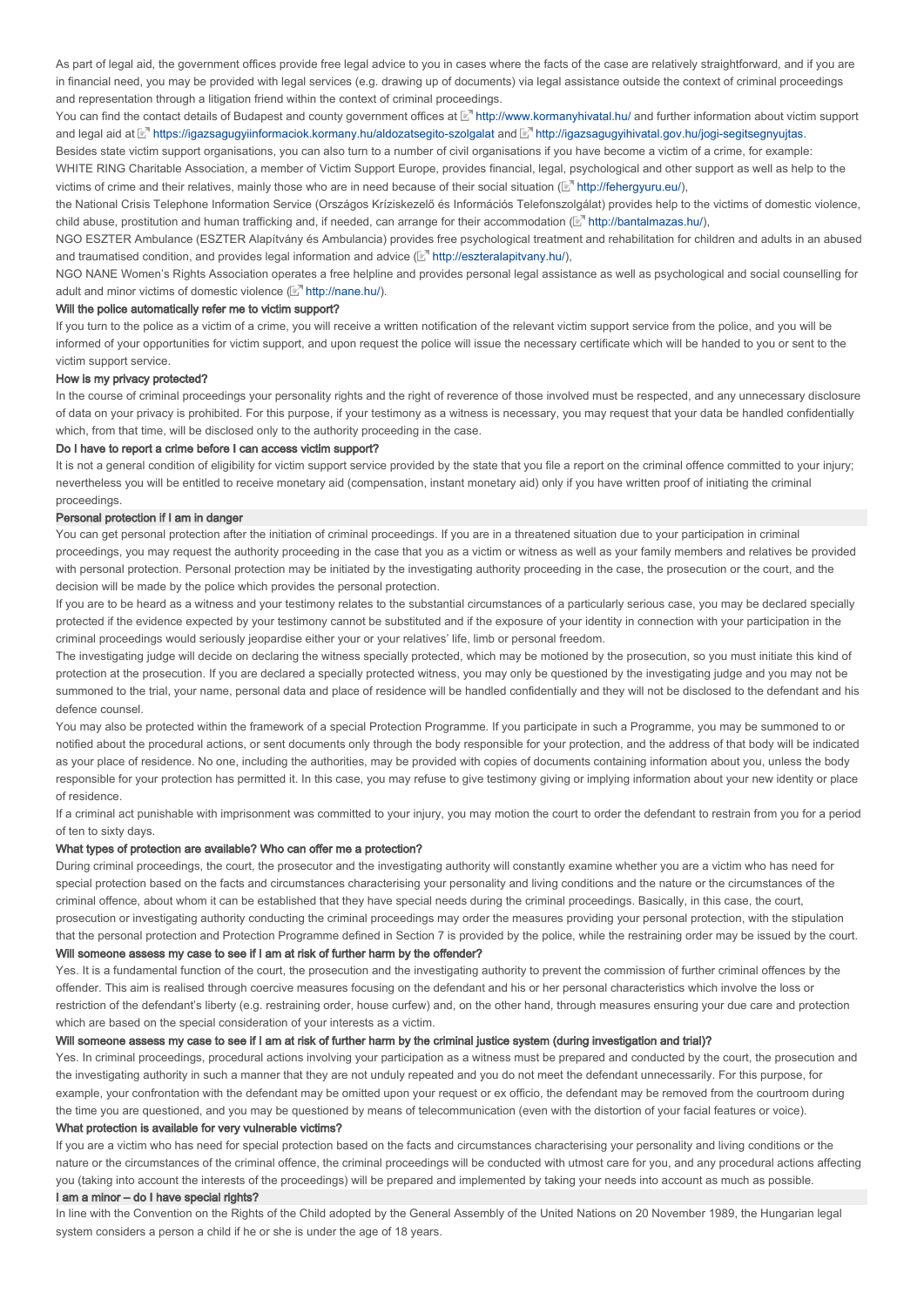As part of legal aid, the government offices provide free legal advice to you in cases where the facts of the case are relatively straightforward, and if you are in financial need, you may be provided with legal services (e.g. drawing up of documents) via legal assistance outside the context of criminal proceedings and representation through a litigation friend within the context of criminal proceedings.

You can find the contact details of Budapest and county government offices at http://www.kormanyhivatal.hu/ and further information about victim support and legal aid at https://igazsagugyiinformaciok.kormany.hu/aldozatsegito-szolgalat and http://igazsagugyihivatal.gov.hu/jogi-segitsegnyujtas.

Besides state victim support organisations, you can also turn to a number of civil organisations if you have become a victim of a crime, for example:

WHITE RING Charitable Association, a member of Victim Support Europe, provides financial, legal, psychological and other support as well as help to the victims of crime and their relatives, mainly those who are in need because of their social situation (http://fehergyuru.eu/),

the National Crisis Telephone Information Service (Országos Kríziskezelő és Információs Telefonszolgálat) provides help to the victims of domestic violence, child abuse, prostitution and human trafficking and, if needed, can arrange for their accommodation (http://bantalmazas.hu/),

NGO ESZTER Ambulance (ESZTER Alapítvány és Ambulancia) provides free psychological treatment and rehabilitation for children and adults in an abused and traumatised condition, and provides legal information and advice (http://eszteralapitvany.hu/),

NGO NANE Women's Rights Association operates a free helpline and provides personal legal assistance as well as psychological and social counselling for adult and minor victims of domestic violence (http://nane.hu/).

**Will the police automatically refer me to victim support?**

If you turn to the police as a victim of a crime, you will receive a written notification of the relevant victim support service from the police, and you will be informed of your opportunities for victim support, and upon request the police will issue the necessary certificate which will be handed to you or sent to the victim support service.

**How is my privacy protected?**

In the course of criminal proceedings your personality rights and the right of reverence of those involved must be respected, and any unnecessary disclosure of data on your privacy is prohibited. For this purpose, if your testimony as a witness is necessary, you may request that your data be handled confidentially which, from that time, will be disclosed only to the authority proceeding in the case.

**Do I have to report a crime before I can access victim support?**

It is not a general condition of eligibility for victim support service provided by the state that you file a report on the criminal offence committed to your injury; nevertheless you will be entitled to receive monetary aid (compensation, instant monetary aid) only if you have written proof of initiating the criminal proceedings.

## Personal protection if I am in danger

You can get personal protection after the initiation of criminal proceedings. If you are in a threatened situation due to your participation in criminal proceedings, you may request the authority proceeding in the case that you as a victim or witness as well as your family members and relatives be provided with personal protection. Personal protection may be initiated by the investigating authority proceeding in the case, the prosecution or the court, and the decision will be made by the police which provides the personal protection.

If you are to be heard as a witness and your testimony relates to the substantial circumstances of a particularly serious case, you may be declared specially protected if the evidence expected by your testimony cannot be substituted and if the exposure of your identity in connection with your participation in the criminal proceedings would seriously jeopardise either your or your relatives' life, limb or personal freedom.

The investigating judge will decide on declaring the witness specially protected, which may be motioned by the prosecution, so you must initiate this kind of protection at the prosecution. If you are declared a specially protected witness, you may only be questioned by the investigating judge and you may not be summoned to the trial, your name, personal data and place of residence will be handled confidentially and they will not be disclosed to the defendant and his defence counsel.

You may also be protected within the framework of a special Protection Programme. If you participate in such a Programme, you may be summoned to or notified about the procedural actions, or sent documents only through the body responsible for your protection, and the address of that body will be indicated as your place of residence. No one, including the authorities, may be provided with copies of documents containing information about you, unless the body responsible for your protection has permitted it. In this case, you may refuse to give testimony giving or implying information about your new identity or place of residence.

If a criminal act punishable with imprisonment was committed to your injury, you may motion the court to order the defendant to restrain from you for a period of ten to sixty days.

**What types of protection are available? Who can offer me a protection?**

During criminal proceedings, the court, the prosecutor and the investigating authority will constantly examine whether you are a victim who has need for special protection based on the facts and circumstances characterising your personality and living conditions and the nature or the circumstances of the criminal offence, about whom it can be established that they have special needs during the criminal proceedings. Basically, in this case, the court, prosecution or investigating authority conducting the criminal proceedings may order the measures providing your personal protection, with the stipulation that the personal protection and Protection Programme defined in Section 7 is provided by the police, while the restraining order may be issued by the court.

**Will someone assess my case to see if I am at risk of further harm by the offender?**

Yes. It is a fundamental function of the court, the prosecution and the investigating authority to prevent the commission of further criminal offences by the offender. This aim is realised through coercive measures focusing on the defendant and his or her personal characteristics which involve the loss or restriction of the defendant's liberty (e.g. restraining order, house curfew) and, on the other hand, through measures ensuring your due care and protection which are based on the special consideration of your interests as a victim.

**Will someone assess my case to see if I am at risk of further harm by the criminal justice system (during investigation and trial)?**

Yes. In criminal proceedings, procedural actions involving your participation as a witness must be prepared and conducted by the court, the prosecution and the investigating authority in such a manner that they are not unduly repeated and you do not meet the defendant unnecessarily. For this purpose, for example, your confrontation with the defendant may be omitted upon your request or ex officio, the defendant may be removed from the courtroom during the time you are questioned, and you may be questioned by means of telecommunication (even with the distortion of your facial features or voice).

**What protection is available for very vulnerable victims?**

If you are a victim who has need for special protection based on the facts and circumstances characterising your personality and living conditions or the nature or the circumstances of the criminal offence, the criminal proceedings will be conducted with utmost care for you, and any procedural actions affecting you (taking into account the interests of the proceedings) will be prepared and implemented by taking your needs into account as much as possible.

## I am a minor – do I have special rights?

In line with the Convention on the Rights of the Child adopted by the General Assembly of the United Nations on 20 November 1989, the Hungarian legal system considers a person a child if he or she is under the age of 18 years.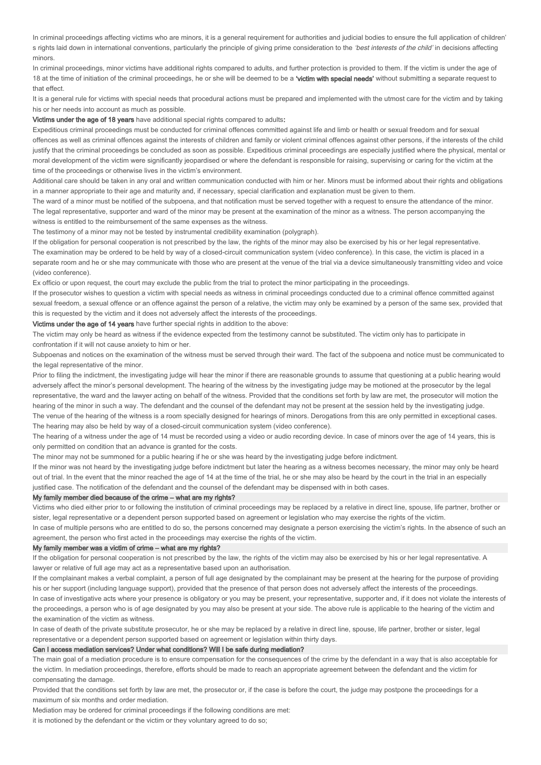In criminal proceedings affecting victims who are minors, it is a general requirement for authorities and judicial bodies to ensure the full application of children' s rights laid down in international conventions, particularly the principle of giving prime consideration to the *'best interests of the child'* in decisions affecting minors.

In criminal proceedings, minor victims have additional rights compared to adults, and further protection is provided to them. If the victim is under the age of 18 at the time of initiation of the criminal proceedings, he or she will be deemed to be a **'victim with special needs'** without submitting a separate request to that effect.

It is a general rule for victims with special needs that procedural actions must be prepared and implemented with the utmost care for the victim and by taking his or her needs into account as much as possible.

**Victims under the age of 18 years** have additional special rights compared to adults**:**

Expeditious criminal proceedings must be conducted for criminal offences committed against life and limb or health or sexual freedom and for sexual offences as well as criminal offences against the interests of children and family or violent criminal offences against other persons, if the interests of the child justify that the criminal proceedings be concluded as soon as possible. Expeditious criminal proceedings are especially justified where the physical, mental or moral development of the victim were significantly jeopardised or where the defendant is responsible for raising, supervising or caring for the victim at the time of the proceedings or otherwise lives in the victim's environment.

Additional care should be taken in any oral and written communication conducted with him or her. Minors must be informed about their rights and obligations in a manner appropriate to their age and maturity and, if necessary, special clarification and explanation must be given to them.

The ward of a minor must be notified of the subpoena, and that notification must be served together with a request to ensure the attendance of the minor.

The legal representative, supporter and ward of the minor may be present at the examination of the minor as a witness. The person accompanying the witness is entitled to the reimbursement of the same expenses as the witness.

The testimony of a minor may not be tested by instrumental credibility examination (polygraph).

If the obligation for personal cooperation is not prescribed by the law, the rights of the minor may also be exercised by his or her legal representative.

The examination may be ordered to be held by way of a closed-circuit communication system (video conference). In this case, the victim is placed in a separate room and he or she may communicate with those who are present at the venue of the trial via a device simultaneously transmitting video and voice (video conference).

Ex officio or upon request, the court may exclude the public from the trial to protect the minor participating in the proceedings.

If the prosecutor wishes to question a victim with special needs as witness in criminal proceedings conducted due to a criminal offence committed against sexual freedom, a sexual offence or an offence against the person of a relative, the victim may only be examined by a person of the same sex, provided that this is requested by the victim and it does not adversely affect the interests of the proceedings.

**Victims under the age of 14 years** have further special rights in addition to the above:

The victim may only be heard as witness if the evidence expected from the testimony cannot be substituted. The victim only has to participate in confrontation if it will not cause anxiety to him or her.

Subpoenas and notices on the examination of the witness must be served through their ward. The fact of the subpoena and notice must be communicated to the legal representative of the minor.

Prior to filing the indictment, the investigating judge will hear the minor if there are reasonable grounds to assume that questioning at a public hearing would adversely affect the minor's personal development. The hearing of the witness by the investigating judge may be motioned at the prosecutor by the legal representative, the ward and the lawyer acting on behalf of the witness. Provided that the conditions set forth by law are met, the prosecutor will motion the hearing of the minor in such a way. The defendant and the counsel of the defendant may not be present at the session held by the investigating judge.

The venue of the hearing of the witness is a room specially designed for hearings of minors. Derogations from this are only permitted in exceptional cases. The hearing may also be held by way of a closed-circuit communication system (video conference).

The hearing of a witness under the age of 14 must be recorded using a video or audio recording device. In case of minors over the age of 14 years, this is only permitted on condition that an advance is granted for the costs.

The minor may not be summoned for a public hearing if he or she was heard by the investigating judge before indictment.

If the minor was not heard by the investigating judge before indictment but later the hearing as a witness becomes necessary, the minor may only be heard out of trial. In the event that the minor reached the age of 14 at the time of the trial, he or she may also be heard by the court in the trial in an especially justified case. The notification of the defendant and the counsel of the defendant may be dispensed with in both cases.

## My family member died because of the crime – what are my rights?

Victims who died either prior to or following the institution of criminal proceedings may be replaced by a relative in direct line, spouse, life partner, brother or sister, legal representative or a dependent person supported based on agreement or legislation who may exercise the rights of the victim.

In case of multiple persons who are entitled to do so, the persons concerned may designate a person exercising the victim's rights. In the absence of such an agreement, the person who first acted in the proceedings may exercise the rights of the victim.

## My family member was a victim of crime – what are my rights?

If the obligation for personal cooperation is not prescribed by the law, the rights of the victim may also be exercised by his or her legal representative. A lawyer or relative of full age may act as a representative based upon an authorisation.

If the complainant makes a verbal complaint, a person of full age designated by the complainant may be present at the hearing for the purpose of providing his or her support (including language support), provided that the presence of that person does not adversely affect the interests of the proceedings.

In case of investigative acts where your presence is obligatory or you may be present, your representative, supporter and, if it does not violate the interests of the proceedings, a person who is of age designated by you may also be present at your side. The above rule is applicable to the hearing of the victim and the examination of the victim as witness.

In case of death of the private substitute prosecutor, he or she may be replaced by a relative in direct line, spouse, life partner, brother or sister, legal representative or a dependent person supported based on agreement or legislation within thirty days.

## Can I access mediation services? Under what conditions? Will I be safe during mediation?

The main goal of a mediation procedure is to ensure compensation for the consequences of the crime by the defendant in a way that is also acceptable for the victim. In mediation proceedings, therefore, efforts should be made to reach an appropriate agreement between the defendant and the victim for compensating the damage.

Provided that the conditions set forth by law are met, the prosecutor or, if the case is before the court, the judge may postpone the proceedings for a maximum of six months and order mediation.

Mediation may be ordered for criminal proceedings if the following conditions are met:

it is motioned by the defendant or the victim or they voluntary agreed to do so;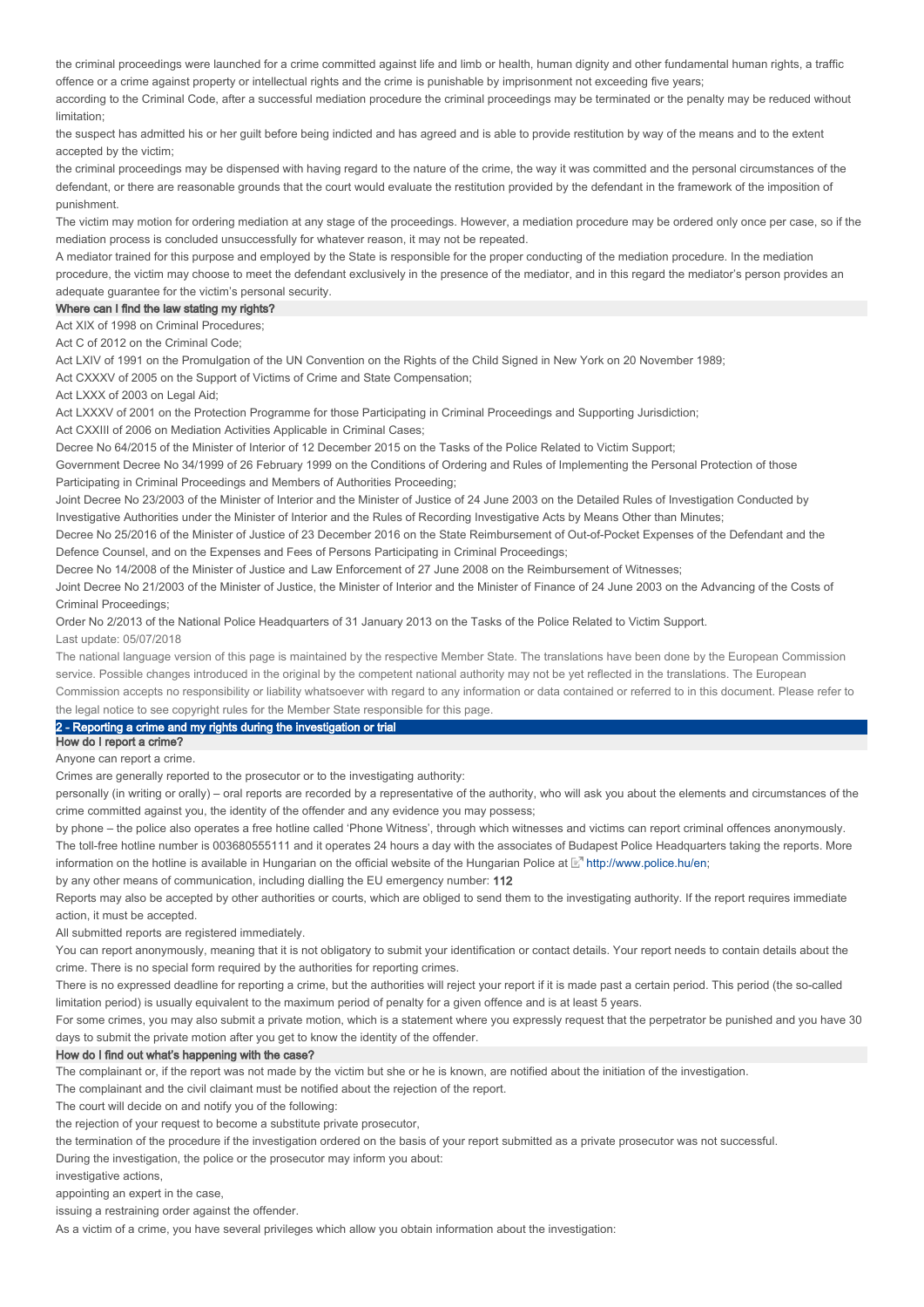the criminal proceedings were launched for a crime committed against life and limb or health, human dignity and other fundamental human rights, a traffic offence or a crime against property or intellectual rights and the crime is punishable by imprisonment not exceeding five years;

according to the Criminal Code, after a successful mediation procedure the criminal proceedings may be terminated or the penalty may be reduced without limitation;

the suspect has admitted his or her guilt before being indicted and has agreed and is able to provide restitution by way of the means and to the extent accepted by the victim;

the criminal proceedings may be dispensed with having regard to the nature of the crime, the way it was committed and the personal circumstances of the defendant, or there are reasonable grounds that the court would evaluate the restitution provided by the defendant in the framework of the imposition of punishment.

The victim may motion for ordering mediation at any stage of the proceedings. However, a mediation procedure may be ordered only once per case, so if the mediation process is concluded unsuccessfully for whatever reason, it may not be repeated.

A mediator trained for this purpose and employed by the State is responsible for the proper conducting of the mediation procedure. In the mediation procedure, the victim may choose to meet the defendant exclusively in the presence of the mediator, and in this regard the mediator's person provides an adequate guarantee for the victim's personal security.

### Where can I find the law stating my rights?

Act XIX of 1998 on Criminal Procedures;

Act C of 2012 on the Criminal Code;

Act LXIV of 1991 on the Promulgation of the UN Convention on the Rights of the Child Signed in New York on 20 November 1989;

Act CXXXV of 2005 on the Support of Victims of Crime and State Compensation;

Act LXXX of 2003 on Legal Aid;

Act LXXXV of 2001 on the Protection Programme for those Participating in Criminal Proceedings and Supporting Jurisdiction;

Act CXXIII of 2006 on Mediation Activities Applicable in Criminal Cases;

Decree No 64/2015 of the Minister of Interior of 12 December 2015 on the Tasks of the Police Related to Victim Support;

Government Decree No 34/1999 of 26 February 1999 on the Conditions of Ordering and Rules of Implementing the Personal Protection of those Participating in Criminal Proceedings and Members of Authorities Proceeding;

Joint Decree No 23/2003 of the Minister of Interior and the Minister of Justice of 24 June 2003 on the Detailed Rules of Investigation Conducted by Investigative Authorities under the Minister of Interior and the Rules of Recording Investigative Acts by Means Other than Minutes;

Decree No 25/2016 of the Minister of Justice of 23 December 2016 on the State Reimbursement of Out-of-Pocket Expenses of the Defendant and the Defence Counsel, and on the Expenses and Fees of Persons Participating in Criminal Proceedings;

Decree No 14/2008 of the Minister of Justice and Law Enforcement of 27 June 2008 on the Reimbursement of Witnesses;

Joint Decree No 21/2003 of the Minister of Justice, the Minister of Interior and the Minister of Finance of 24 June 2003 on the Advancing of the Costs of Criminal Proceedings;

Order No 2/2013 of the National Police Headquarters of 31 January 2013 on the Tasks of the Police Related to Victim Support.

Last update: 05/07/2018

The national language version of this page is maintained by the respective Member State. The translations have been done by the European Commission service. Possible changes introduced in the original by the competent national authority may not be yet reflected in the translations. The European Commission accepts no responsibility or liability whatsoever with regard to any information or data contained or referred to in this document. Please refer to the legal notice to see copyright rules for the Member State responsible for this page.

## 2 - Reporting a crime and my rights during the investigation or trial

### How do I report a crime?

Anyone can report a crime.

Crimes are generally reported to the prosecutor or to the investigating authority:

personally (in writing or orally) – oral reports are recorded by a representative of the authority, who will ask you about the elements and circumstances of the crime committed against you, the identity of the offender and any evidence you may possess;

by phone – the police also operates a free hotline called 'Phone Witness', through which witnesses and victims can report criminal offences anonymously. The toll-free hotline number is 003680555111 and it operates 24 hours a day with the associates of Budapest Police Headquarters taking the reports. More information on the hotline is available in Hungarian on the official website of the Hungarian Police at http://www.police.hu/en;

by any other means of communication, including dialling the EU emergency number: **112**

Reports may also be accepted by other authorities or courts, which are obliged to send them to the investigating authority. If the report requires immediate action, it must be accepted.

All submitted reports are registered immediately.

You can report anonymously, meaning that it is not obligatory to submit your identification or contact details. Your report needs to contain details about the crime. There is no special form required by the authorities for reporting crimes.

There is no expressed deadline for reporting a crime, but the authorities will reject your report if it is made past a certain period. This period (the so-called limitation period) is usually equivalent to the maximum period of penalty for a given offence and is at least 5 years.

For some crimes, you may also submit a private motion, which is a statement where you expressly request that the perpetrator be punished and you have 30 days to submit the private motion after you get to know the identity of the offender.

### How do I find out what's happening with the case?

The complainant or, if the report was not made by the victim but she or he is known, are notified about the initiation of the investigation.

The complainant and the civil claimant must be notified about the rejection of the report.

The court will decide on and notify you of the following:

the rejection of your request to become a substitute private prosecutor,

the termination of the procedure if the investigation ordered on the basis of your report submitted as a private prosecutor was not successful.

During the investigation, the police or the prosecutor may inform you about:

investigative actions,

appointing an expert in the case,

issuing a restraining order against the offender.

As a victim of a crime, you have several privileges which allow you obtain information about the investigation: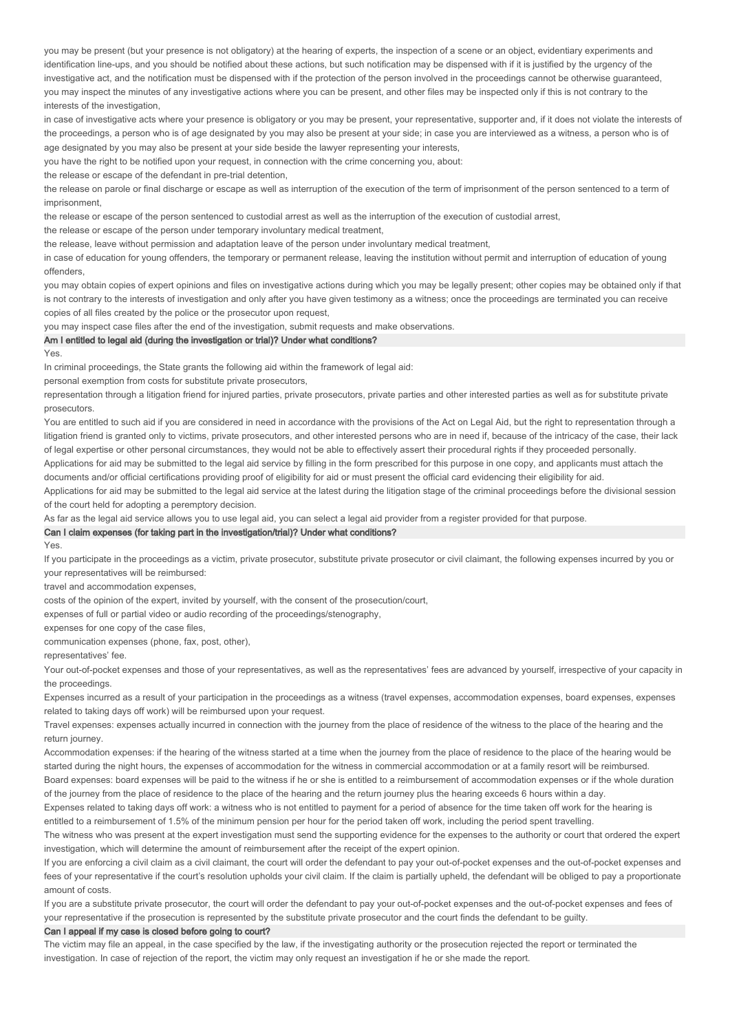you may be present (but your presence is not obligatory) at the hearing of experts, the inspection of a scene or an object, evidentiary experiments and identification line-ups, and you should be notified about these actions, but such notification may be dispensed with if it is justified by the urgency of the investigative act, and the notification must be dispensed with if the protection of the person involved in the proceedings cannot be otherwise guaranteed, you may inspect the minutes of any investigative actions where you can be present, and other files may be inspected only if this is not contrary to the interests of the investigation,

in case of investigative acts where your presence is obligatory or you may be present, your representative, supporter and, if it does not violate the interests of the proceedings, a person who is of age designated by you may also be present at your side; in case you are interviewed as a witness, a person who is of age designated by you may also be present at your side beside the lawyer representing your interests,

you have the right to be notified upon your request, in connection with the crime concerning you, about:

the release or escape of the defendant in pre-trial detention,

the release on parole or final discharge or escape as well as interruption of the execution of the term of imprisonment of the person sentenced to a term of imprisonment,

the release or escape of the person sentenced to custodial arrest as well as the interruption of the execution of custodial arrest,

the release or escape of the person under temporary involuntary medical treatment,

the release, leave without permission and adaptation leave of the person under involuntary medical treatment,

in case of education for young offenders, the temporary or permanent release, leaving the institution without permit and interruption of education of young offenders,

you may obtain copies of expert opinions and files on investigative actions during which you may be legally present; other copies may be obtained only if that is not contrary to the interests of investigation and only after you have given testimony as a witness; once the proceedings are terminated you can receive copies of all files created by the police or the prosecutor upon request,

you may inspect case files after the end of the investigation, submit requests and make observations.

## Am I entitled to legal aid (during the investigation or trial)? Under what conditions?

Yes.

In criminal proceedings, the State grants the following aid within the framework of legal aid:

personal exemption from costs for substitute private prosecutors,

representation through a litigation friend for injured parties, private prosecutors, private parties and other interested parties as well as for substitute private prosecutors.

You are entitled to such aid if you are considered in need in accordance with the provisions of the Act on Legal Aid, but the right to representation through a litigation friend is granted only to victims, private prosecutors, and other interested persons who are in need if, because of the intricacy of the case, their lack of legal expertise or other personal circumstances, they would not be able to effectively assert their procedural rights if they proceeded personally.

Applications for aid may be submitted to the legal aid service by filling in the form prescribed for this purpose in one copy, and applicants must attach the documents and/or official certifications providing proof of eligibility for aid or must present the official card evidencing their eligibility for aid.

Applications for aid may be submitted to the legal aid service at the latest during the litigation stage of the criminal proceedings before the divisional session of the court held for adopting a peremptory decision.

As far as the legal aid service allows you to use legal aid, you can select a legal aid provider from a register provided for that purpose.

## Can I claim expenses (for taking part in the investigation/trial)? Under what conditions?

Yes.

If you participate in the proceedings as a victim, private prosecutor, substitute private prosecutor or civil claimant, the following expenses incurred by you or your representatives will be reimbursed:

travel and accommodation expenses,

costs of the opinion of the expert, invited by yourself, with the consent of the prosecution/court,

expenses of full or partial video or audio recording of the proceedings/stenography,

expenses for one copy of the case files,

communication expenses (phone, fax, post, other),

representatives' fee.

Your out-of-pocket expenses and those of your representatives, as well as the representatives' fees are advanced by yourself, irrespective of your capacity in the proceedings.

Expenses incurred as a result of your participation in the proceedings as a witness (travel expenses, accommodation expenses, board expenses, expenses related to taking days off work) will be reimbursed upon your request.

Travel expenses: expenses actually incurred in connection with the journey from the place of residence of the witness to the place of the hearing and the return journey.

Accommodation expenses: if the hearing of the witness started at a time when the journey from the place of residence to the place of the hearing would be started during the night hours, the expenses of accommodation for the witness in commercial accommodation or at a family resort will be reimbursed.

Board expenses: board expenses will be paid to the witness if he or she is entitled to a reimbursement of accommodation expenses or if the whole duration of the journey from the place of residence to the place of the hearing and the return journey plus the hearing exceeds 6 hours within a day.

Expenses related to taking days off work: a witness who is not entitled to payment for a period of absence for the time taken off work for the hearing is entitled to a reimbursement of 1.5% of the minimum pension per hour for the period taken off work, including the period spent travelling.

The witness who was present at the expert investigation must send the supporting evidence for the expenses to the authority or court that ordered the expert investigation, which will determine the amount of reimbursement after the receipt of the expert opinion.

If you are enforcing a civil claim as a civil claimant, the court will order the defendant to pay your out-of-pocket expenses and the out-of-pocket expenses and fees of your representative if the court's resolution upholds your civil claim. If the claim is partially upheld, the defendant will be obliged to pay a proportionate amount of costs.

If you are a substitute private prosecutor, the court will order the defendant to pay your out-of-pocket expenses and the out-of-pocket expenses and fees of your representative if the prosecution is represented by the substitute private prosecutor and the court finds the defendant to be guilty.

## Can I appeal if my case is closed before going to court?

The victim may file an appeal, in the case specified by the law, if the investigating authority or the prosecution rejected the report or terminated the investigation. In case of rejection of the report, the victim may only request an investigation if he or she made the report.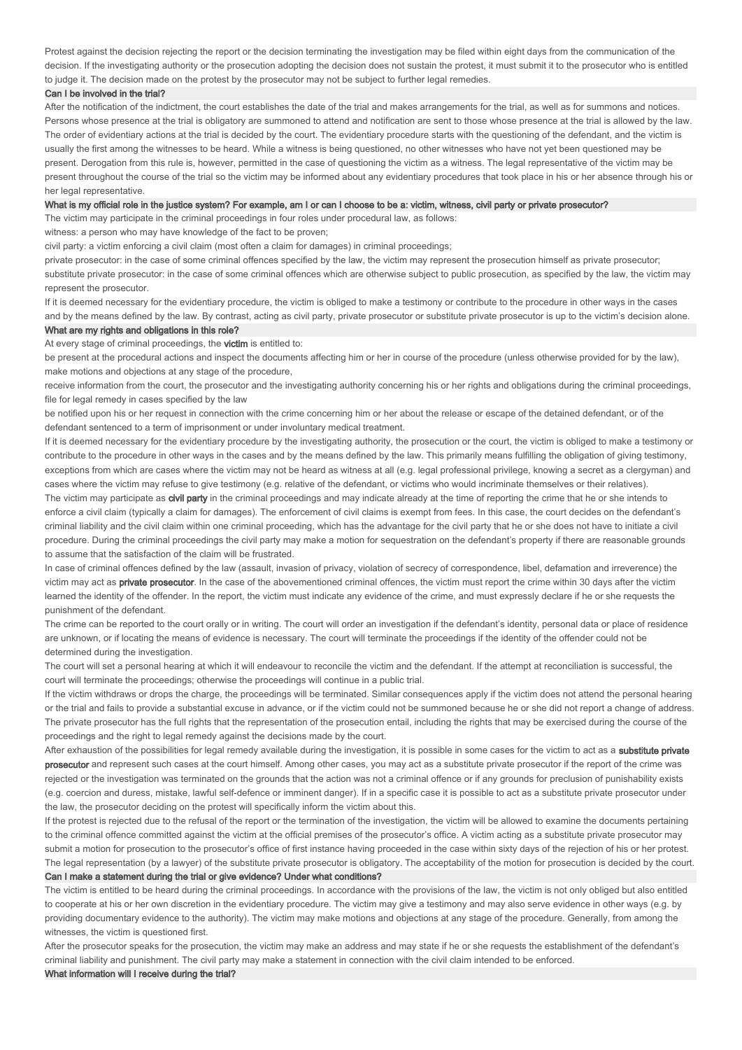Protest against the decision rejecting the report or the decision terminating the investigation may be filed within eight days from the communication of the decision. If the investigating authority or the prosecution adopting the decision does not sustain the protest, it must submit it to the prosecutor who is entitled to judge it. The decision made on the protest by the prosecutor may not be subject to further legal remedies.

### Can I be involved in the trial?

After the notification of the indictment, the court establishes the date of the trial and makes arrangements for the trial, as well as for summons and notices. Persons whose presence at the trial is obligatory are summoned to attend and notification are sent to those whose presence at the trial is allowed by the law. The order of evidentiary actions at the trial is decided by the court. The evidentiary procedure starts with the questioning of the defendant, and the victim is usually the first among the witnesses to be heard. While a witness is being questioned, no other witnesses who have not yet been questioned may be present. Derogation from this rule is, however, permitted in the case of questioning the victim as a witness. The legal representative of the victim may be present throughout the course of the trial so the victim may be informed about any evidentiary procedures that took place in his or her absence through his or her legal representative.

### What is my official role in the justice system? For example, am I or can I choose to be a: victim, witness, civil party or private prosecutor?

The victim may participate in the criminal proceedings in four roles under procedural law, as follows:

witness: a person who may have knowledge of the fact to be proven;

civil party: a victim enforcing a civil claim (most often a claim for damages) in criminal proceedings;

private prosecutor: in the case of some criminal offences specified by the law, the victim may represent the prosecution himself as private prosecutor;

substitute private prosecutor: in the case of some criminal offences which are otherwise subject to public prosecution, as specified by the law, the victim may represent the prosecutor.

If it is deemed necessary for the evidentiary procedure, the victim is obliged to make a testimony or contribute to the procedure in other ways in the cases and by the means defined by the law. By contrast, acting as civil party, private prosecutor or substitute private prosecutor is up to the victim's decision alone.

### What are my rights and obligations in this role?

At every stage of criminal proceedings, the **victim** is entitled to:

be present at the procedural actions and inspect the documents affecting him or her in course of the procedure (unless otherwise provided for by the law), make motions and objections at any stage of the procedure,

receive information from the court, the prosecutor and the investigating authority concerning his or her rights and obligations during the criminal proceedings, file for legal remedy in cases specified by the law

be notified upon his or her request in connection with the crime concerning him or her about the release or escape of the detained defendant, or of the defendant sentenced to a term of imprisonment or under involuntary medical treatment.

If it is deemed necessary for the evidentiary procedure by the investigating authority, the prosecution or the court, the victim is obliged to make a testimony or contribute to the procedure in other ways in the cases and by the means defined by the law. This primarily means fulfilling the obligation of giving testimony, exceptions from which are cases where the victim may not be heard as witness at all (e.g. legal professional privilege, knowing a secret as a clergyman) and cases where the victim may refuse to give testimony (e.g. relative of the defendant, or victims who would incriminate themselves or their relatives).

The victim may participate as **civil party** in the criminal proceedings and may indicate already at the time of reporting the crime that he or she intends to enforce a civil claim (typically a claim for damages). The enforcement of civil claims is exempt from fees. In this case, the court decides on the defendant's criminal liability and the civil claim within one criminal proceeding, which has the advantage for the civil party that he or she does not have to initiate a civil procedure. During the criminal proceedings the civil party may make a motion for sequestration on the defendant's property if there are reasonable grounds to assume that the satisfaction of the claim will be frustrated.

In case of criminal offences defined by the law (assault, invasion of privacy, violation of secrecy of correspondence, libel, defamation and irreverence) the victim may act as **private prosecutor**. In the case of the abovementioned criminal offences, the victim must report the crime within 30 days after the victim learned the identity of the offender. In the report, the victim must indicate any evidence of the crime, and must expressly declare if he or she requests the punishment of the defendant.

The crime can be reported to the court orally or in writing. The court will order an investigation if the defendant's identity, personal data or place of residence are unknown, or if locating the means of evidence is necessary. The court will terminate the proceedings if the identity of the offender could not be determined during the investigation.

The court will set a personal hearing at which it will endeavour to reconcile the victim and the defendant. If the attempt at reconciliation is successful, the court will terminate the proceedings; otherwise the proceedings will continue in a public trial.

If the victim withdraws or drops the charge, the proceedings will be terminated. Similar consequences apply if the victim does not attend the personal hearing or the trial and fails to provide a substantial excuse in advance, or if the victim could not be summoned because he or she did not report a change of address. The private prosecutor has the full rights that the representation of the prosecution entail, including the rights that may be exercised during the course of the proceedings and the right to legal remedy against the decisions made by the court.

After exhaustion of the possibilities for legal remedy available during the investigation, it is possible in some cases for the victim to act as a **substitute private prosecutor** and represent such cases at the court himself. Among other cases, you may act as a substitute private prosecutor if the report of the crime was rejected or the investigation was terminated on the grounds that the action was not a criminal offence or if any grounds for preclusion of punishability exists (e.g. coercion and duress, mistake, lawful self-defence or imminent danger). If in a specific case it is possible to act as a substitute private prosecutor under the law, the prosecutor deciding on the protest will specifically inform the victim about this.

If the protest is rejected due to the refusal of the report or the termination of the investigation, the victim will be allowed to examine the documents pertaining to the criminal offence committed against the victim at the official premises of the prosecutor's office. A victim acting as a substitute private prosecutor may submit a motion for prosecution to the prosecutor's office of first instance having proceeded in the case within sixty days of the rejection of his or her protest. The legal representation (by a lawyer) of the substitute private prosecutor is obligatory. The acceptability of the motion for prosecution is decided by the court.

### Can I make a statement during the trial or give evidence? Under what conditions?

The victim is entitled to be heard during the criminal proceedings. In accordance with the provisions of the law, the victim is not only obliged but also entitled to cooperate at his or her own discretion in the evidentiary procedure. The victim may give a testimony and may also serve evidence in other ways (e.g. by providing documentary evidence to the authority). The victim may make motions and objections at any stage of the procedure. Generally, from among the witnesses, the victim is questioned first.

After the prosecutor speaks for the prosecution, the victim may make an address and may state if he or she requests the establishment of the defendant's criminal liability and punishment. The civil party may make a statement in connection with the civil claim intended to be enforced.

### What information will I receive during the trial?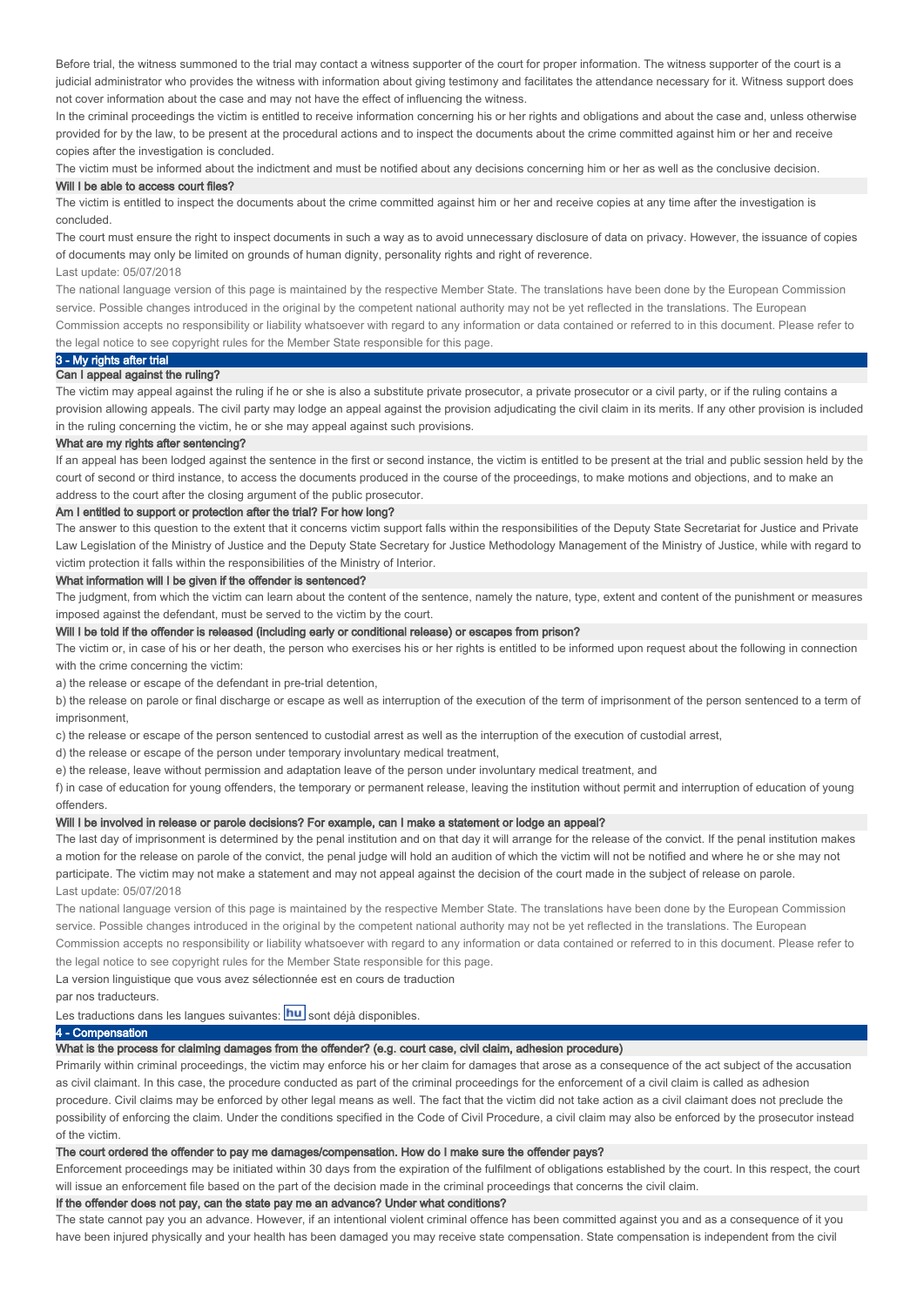Before trial, the witness summoned to the trial may contact a witness supporter of the court for proper information. The witness supporter of the court is a judicial administrator who provides the witness with information about giving testimony and facilitates the attendance necessary for it. Witness support does not cover information about the case and may not have the effect of influencing the witness.

In the criminal proceedings the victim is entitled to receive information concerning his or her rights and obligations and about the case and, unless otherwise provided for by the law, to be present at the procedural actions and to inspect the documents about the crime committed against him or her and receive copies after the investigation is concluded.

The victim must be informed about the indictment and must be notified about any decisions concerning him or her as well as the conclusive decision.

### Will I be able to access court files?

The victim is entitled to inspect the documents about the crime committed against him or her and receive copies at any time after the investigation is concluded.

The court must ensure the right to inspect documents in such a way as to avoid unnecessary disclosure of data on privacy. However, the issuance of copies of documents may only be limited on grounds of human dignity, personality rights and right of reverence.

Last update: 05/07/2018

The national language version of this page is maintained by the respective Member State. The translations have been done by the European Commission service. Possible changes introduced in the original by the competent national authority may not be yet reflected in the translations. The European Commission accepts no responsibility or liability whatsoever with regard to any information or data contained or referred to in this document. Please refer to the legal notice to see copyright rules for the Member State responsible for this page.

## 3 - My rights after trial

### Can I appeal against the ruling?

The victim may appeal against the ruling if he or she is also a substitute private prosecutor, a private prosecutor or a civil party, or if the ruling contains a provision allowing appeals. The civil party may lodge an appeal against the provision adjudicating the civil claim in its merits. If any other provision is included in the ruling concerning the victim, he or she may appeal against such provisions.

### What are my rights after sentencing?

If an appeal has been lodged against the sentence in the first or second instance, the victim is entitled to be present at the trial and public session held by the court of second or third instance, to access the documents produced in the course of the proceedings, to make motions and objections, and to make an address to the court after the closing argument of the public prosecutor.

### Am I entitled to support or protection after the trial? For how long?

The answer to this question to the extent that it concerns victim support falls within the responsibilities of the Deputy State Secretariat for Justice and Private Law Legislation of the Ministry of Justice and the Deputy State Secretary for Justice Methodology Management of the Ministry of Justice, while with regard to victim protection it falls within the responsibilities of the Ministry of Interior.

### What information will I be given if the offender is sentenced?

The judgment, from which the victim can learn about the content of the sentence, namely the nature, type, extent and content of the punishment or measures imposed against the defendant, must be served to the victim by the court.

### Will I be told if the offender is released (including early or conditional release) or escapes from prison?

The victim or, in case of his or her death, the person who exercises his or her rights is entitled to be informed upon request about the following in connection with the crime concerning the victim:

a) the release or escape of the defendant in pre-trial detention,

b) the release on parole or final discharge or escape as well as interruption of the execution of the term of imprisonment of the person sentenced to a term of imprisonment,

c) the release or escape of the person sentenced to custodial arrest as well as the interruption of the execution of custodial arrest,

d) the release or escape of the person under temporary involuntary medical treatment,

e) the release, leave without permission and adaptation leave of the person under involuntary medical treatment, and

f) in case of education for young offenders, the temporary or permanent release, leaving the institution without permit and interruption of education of young offenders.

### Will I be involved in release or parole decisions? For example, can I make a statement or lodge an appeal?

The last day of imprisonment is determined by the penal institution and on that day it will arrange for the release of the convict. If the penal institution makes a motion for the release on parole of the convict, the penal judge will hold an audition of which the victim will not be notified and where he or she may not participate. The victim may not make a statement and may not appeal against the decision of the court made in the subject of release on parole.

Last update: 05/07/2018

The national language version of this page is maintained by the respective Member State. The translations have been done by the European Commission service. Possible changes introduced in the original by the competent national authority may not be yet reflected in the translations. The European Commission accepts no responsibility or liability whatsoever with regard to any information or data contained or referred to in this document. Please refer to the legal notice to see copyright rules for the Member State responsible for this page.

La version linguistique que vous avez sélectionnée est en cours de traduction par nos traducteurs.

Les traductions dans les langues suivantes: hu sont déjà disponibles.

## 4 - Compensation

### What is the process for claiming damages from the offender? (e.g. court case, civil claim, adhesion procedure)

Primarily within criminal proceedings, the victim may enforce his or her claim for damages that arose as a consequence of the act subject of the accusation as civil claimant. In this case, the procedure conducted as part of the criminal proceedings for the enforcement of a civil claim is called as adhesion procedure. Civil claims may be enforced by other legal means as well. The fact that the victim did not take action as a civil claimant does not preclude the possibility of enforcing the claim. Under the conditions specified in the Code of Civil Procedure, a civil claim may also be enforced by the prosecutor instead of the victim.

### The court ordered the offender to pay me damages/compensation. How do I make sure the offender pays?

Enforcement proceedings may be initiated within 30 days from the expiration of the fulfilment of obligations established by the court. In this respect, the court will issue an enforcement file based on the part of the decision made in the criminal proceedings that concerns the civil claim.

### If the offender does not pay, can the state pay me an advance? Under what conditions?

The state cannot pay you an advance. However, if an intentional violent criminal offence has been committed against you and as a consequence of it you have been injured physically and your health has been damaged you may receive state compensation. State compensation is independent from the civil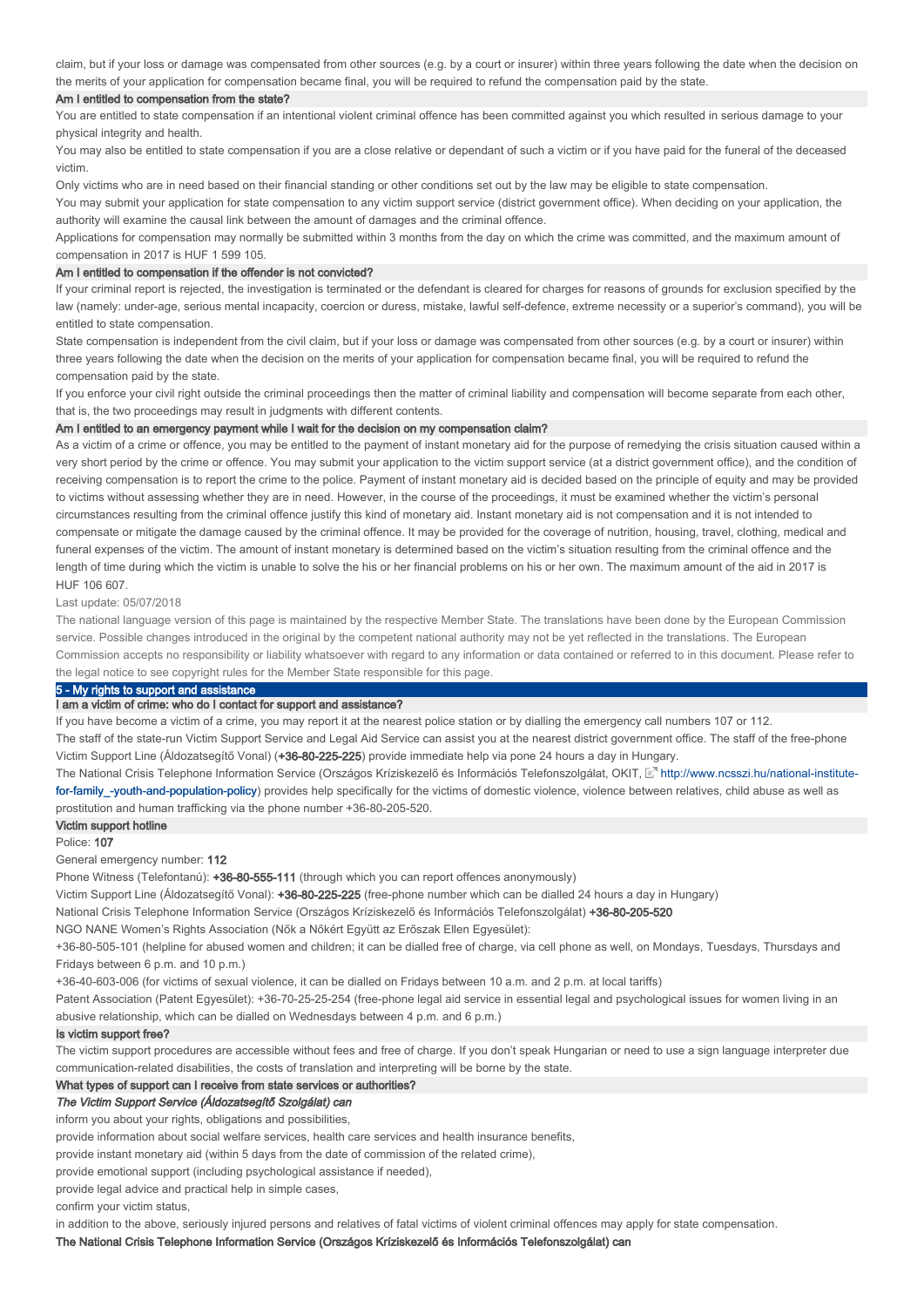claim, but if your loss or damage was compensated from other sources (e.g. by a court or insurer) within three years following the date when the decision on the merits of your application for compensation became final, you will be required to refund the compensation paid by the state.

### Am I entitled to compensation from the state?

You are entitled to state compensation if an intentional violent criminal offence has been committed against you which resulted in serious damage to your physical integrity and health.

You may also be entitled to state compensation if you are a close relative or dependant of such a victim or if you have paid for the funeral of the deceased victim.

Only victims who are in need based on their financial standing or other conditions set out by the law may be eligible to state compensation.

You may submit your application for state compensation to any victim support service (district government office). When deciding on your application, the authority will examine the causal link between the amount of damages and the criminal offence.

Applications for compensation may normally be submitted within 3 months from the day on which the crime was committed, and the maximum amount of compensation in 2017 is HUF 1 599 105.

### Am I entitled to compensation if the offender is not convicted?

If your criminal report is rejected, the investigation is terminated or the defendant is cleared for charges for reasons of grounds for exclusion specified by the law (namely: under-age, serious mental incapacity, coercion or duress, mistake, lawful self-defence, extreme necessity or a superior's command), you will be entitled to state compensation.

State compensation is independent from the civil claim, but if your loss or damage was compensated from other sources (e.g. by a court or insurer) within three years following the date when the decision on the merits of your application for compensation became final, you will be required to refund the compensation paid by the state.

If you enforce your civil right outside the criminal proceedings then the matter of criminal liability and compensation will become separate from each other, that is, the two proceedings may result in judgments with different contents.

### Am I entitled to an emergency payment while I wait for the decision on my compensation claim?

As a victim of a crime or offence, you may be entitled to the payment of instant monetary aid for the purpose of remedying the crisis situation caused within a very short period by the crime or offence. You may submit your application to the victim support service (at a district government office), and the condition of receiving compensation is to report the crime to the police. Payment of instant monetary aid is decided based on the principle of equity and may be provided to victims without assessing whether they are in need. However, in the course of the proceedings, it must be examined whether the victim's personal circumstances resulting from the criminal offence justify this kind of monetary aid. Instant monetary aid is not compensation and it is not intended to compensate or mitigate the damage caused by the criminal offence. It may be provided for the coverage of nutrition, housing, travel, clothing, medical and funeral expenses of the victim. The amount of instant monetary is determined based on the victim's situation resulting from the criminal offence and the length of time during which the victim is unable to solve the his or her financial problems on his or her own. The maximum amount of the aid in 2017 is HUF 106 607.

Last update: 05/07/2018

The national language version of this page is maintained by the respective Member State. The translations have been done by the European Commission service. Possible changes introduced in the original by the competent national authority may not be yet reflected in the translations. The European Commission accepts no responsibility or liability whatsoever with regard to any information or data contained or referred to in this document. Please refer to the legal notice to see copyright rules for the Member State responsible for this page.

## 5 - My rights to support and assistance

### I am a victim of crime: who do I contact for support and assistance?

If you have become a victim of a crime, you may report it at the nearest police station or by dialling the emergency call numbers 107 or 112.

The staff of the state-run Victim Support Service and Legal Aid Service can assist you at the nearest district government office. The staff of the free-phone Victim Support Line (Áldozatsegítő Vonal) (**+36-80-225-225**) provide immediate help via pone 24 hours a day in Hungary.

The National Crisis Telephone Information Service (Országos Kríziskezelő és Információs Telefonszolgálat, OKIT, http://www.ncsszi.hu/national-institute-for-family_-youth-and-population-policy) provides help specifically for the victims of domestic violence, violence between relatives, child abuse as well as prostitution and human trafficking via the phone number +36-80-205-520.

### Victim support hotline

Police: **107**

General emergency number: **112**

Phone Witness (Telefontanú): **+36-80-555-111** (through which you can report offences anonymously)

Victim Support Line (Áldozatsegítő Vonal): **+36-80-225-225** (free-phone number which can be dialled 24 hours a day in Hungary)

National Crisis Telephone Information Service (Országos Kríziskezelő és Információs Telefonszolgálat) **+36-80-205-520**

NGO NANE Women's Rights Association (Nők a Nőkért Együtt az Erőszak Ellen Egyesület):

+36-80-505-101 (helpline for abused women and children; it can be dialled free of charge, via cell phone as well, on Mondays, Tuesdays, Thursdays and Fridays between 6 p.m. and 10 p.m.)

+36-40-603-006 (for victims of sexual violence, it can be dialled on Fridays between 10 a.m. and 2 p.m. at local tariffs)

Patent Association (Patent Egyesület): +36-70-25-25-254 (free-phone legal aid service in essential legal and psychological issues for women living in an abusive relationship, which can be dialled on Wednesdays between 4 p.m. and 6 p.m.)

### Is victim support free?

The victim support procedures are accessible without fees and free of charge. If you don't speak Hungarian or need to use a sign language interpreter due communication-related disabilities, the costs of translation and interpreting will be borne by the state.

### What types of support can I receive from state services or authorities?

***The Victim Support Service (Áldozatsegítő Szolgálat) can***

inform you about your rights, obligations and possibilities,

provide information about social welfare services, health care services and health insurance benefits,

provide instant monetary aid (within 5 days from the date of commission of the related crime),

provide emotional support (including psychological assistance if needed),

provide legal advice and practical help in simple cases,

confirm your victim status,

in addition to the above, seriously injured persons and relatives of fatal victims of violent criminal offences may apply for state compensation.

**The National Crisis Telephone Information Service (Országos Kríziskezelő és Információs Telefonszolgálat) can**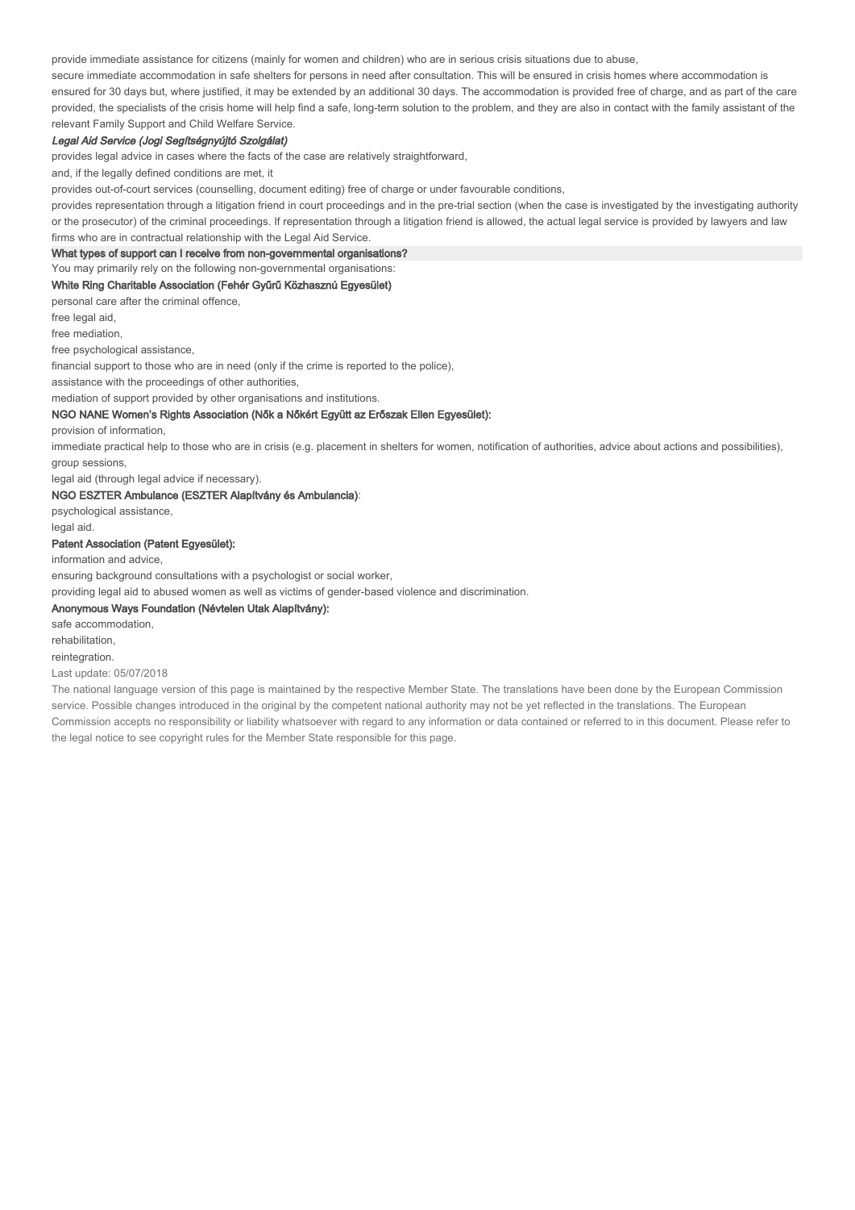provide immediate assistance for citizens (mainly for women and children) who are in serious crisis situations due to abuse,

secure immediate accommodation in safe shelters for persons in need after consultation. This will be ensured in crisis homes where accommodation is ensured for 30 days but, where justified, it may be extended by an additional 30 days. The accommodation is provided free of charge, and as part of the care provided, the specialists of the crisis home will help find a safe, long-term solution to the problem, and they are also in contact with the family assistant of the relevant Family Support and Child Welfare Service.

***Legal Aid Service (Jogi Segítségnyújtó Szolgálat)***

provides legal advice in cases where the facts of the case are relatively straightforward,

and, if the legally defined conditions are met, it

provides out-of-court services (counselling, document editing) free of charge or under favourable conditions,

provides representation through a litigation friend in court proceedings and in the pre-trial section (when the case is investigated by the investigating authority or the prosecutor) of the criminal proceedings. If representation through a litigation friend is allowed, the actual legal service is provided by lawyers and law firms who are in contractual relationship with the Legal Aid Service.

**What types of support can I receive from non-governmental organisations?**

You may primarily rely on the following non-governmental organisations:

**White Ring Charitable Association (Fehér Gyűrű Közhasznú Egyesület)**

personal care after the criminal offence,

free legal aid,

free mediation,

free psychological assistance,

financial support to those who are in need (only if the crime is reported to the police),

assistance with the proceedings of other authorities,

mediation of support provided by other organisations and institutions.

**NGO NANE Women's Rights Association (Nők a Nőkért Együtt az Erőszak Ellen Egyesület):**

provision of information,

immediate practical help to those who are in crisis (e.g. placement in shelters for women, notification of authorities, advice about actions and possibilities),

group sessions,

legal aid (through legal advice if necessary).

**NGO ESZTER Ambulance (ESZTER Alapítvány és Ambulancia)**:

psychological assistance,

legal aid.

**Patent Association (Patent Egyesület):**

information and advice,

ensuring background consultations with a psychologist or social worker,

providing legal aid to abused women as well as victims of gender-based violence and discrimination.

**Anonymous Ways Foundation (Névtelen Utak Alapítvány):**

safe accommodation,

rehabilitation,

reintegration.

Last update: 05/07/2018

The national language version of this page is maintained by the respective Member State. The translations have been done by the European Commission service. Possible changes introduced in the original by the competent national authority may not be yet reflected in the translations. The European Commission accepts no responsibility or liability whatsoever with regard to any information or data contained or referred to in this document. Please refer to the legal notice to see copyright rules for the Member State responsible for this page.